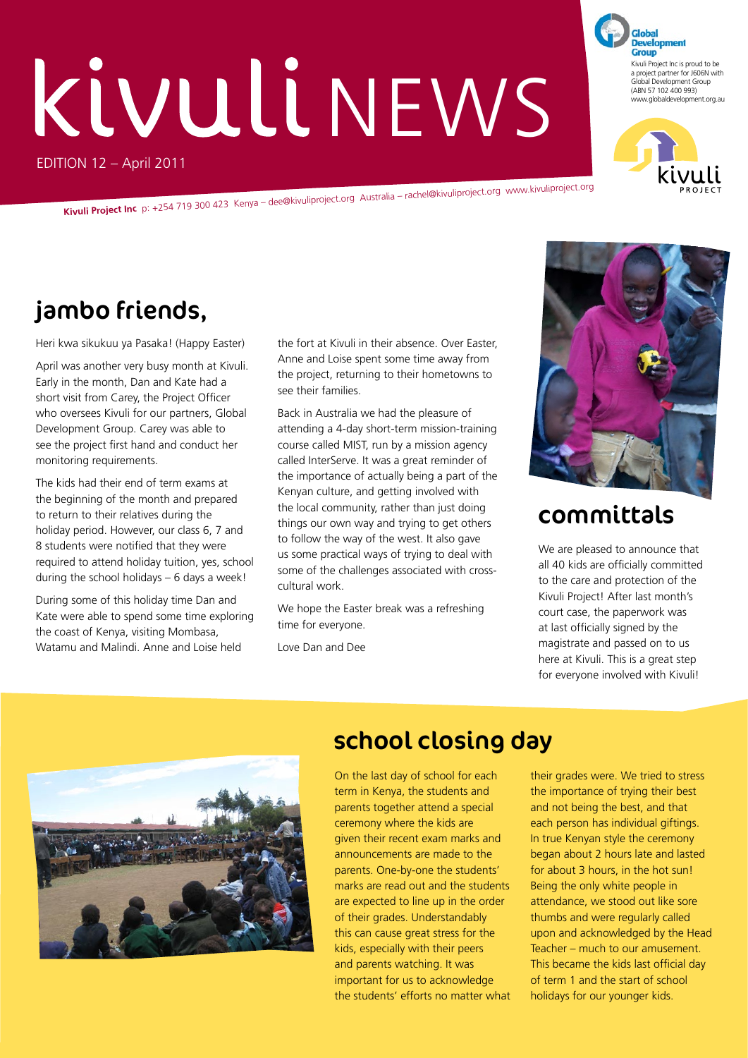# kivuli NEWS

EDITION 12 – April 2011

Kivuli Project Inc is proud to be a project partner for J606N with Global Development Group (ABN 57 102 400 993) www.globaldevelopment.org.au

**Kivuli Project Inc** p: +254 719 300 423 Kenya – dee@kivuliproject.org Australia – rachel@kivuliproject.org www.kivuliproject.org

## jambo friends,

Heri kwa sikukuu ya Pasaka! (Happy Easter)

April was another very busy month at Kivuli. Early in the month, Dan and Kate had a short visit from Carey, the Project Officer who oversees Kivuli for our partners, Global Development Group. Carey was able to see the project first hand and conduct her monitoring requirements.

The kids had their end of term exams at the beginning of the month and prepared to return to their relatives during the holiday period. However, our class 6, 7 and 8 students were notified that they were required to attend holiday tuition, yes, school during the school holidays – 6 days a week!

During some of this holiday time Dan and Kate were able to spend some time exploring the coast of Kenya, visiting Mombasa, Watamu and Malindi. Anne and Loise held the fort at Kivuli in their absence. Over Easter, Anne and Loise spent some time away from the project, returning to their hometowns to see their families.

Back in Australia we had the pleasure of attending a 4-day short-term mission-training course called MIST, run by a mission agency called InterServe. It was a great reminder of the importance of actually being a part of the Kenyan culture, and getting involved with the local community, rather than just doing things our own way and trying to get others to follow the way of the west. It also gave us some practical ways of trying to deal with some of the challenges associated with cross-cultural work.

We hope the Easter break was a refreshing time for everyone.

Love Dan and Dee

## committals

We are pleased to announce that all 40 kids are officially committed to the care and protection of the Kivuli Project! After last month's court case, the paperwork was at last officially signed by the magistrate and passed on to us here at Kivuli. This is a great step for everyone involved with Kivuli!

## school closing day

On the last day of school for each term in Kenya, the students and parents together attend a special ceremony where the kids are given their recent exam marks and announcements are made to the parents. One-by-one the students' marks are read out and the students are expected to line up in the order of their grades. Understandably this can cause great stress for the kids, especially with their peers and parents watching. It was important for us to acknowledge the students' efforts no matter what their grades were. We tried to stress the importance of trying their best and not being the best, and that each person has individual giftings. In true Kenyan style the ceremony began about 2 hours late and lasted for about 3 hours, in the hot sun! Being the only white people in attendance, we stood out like sore thumbs and were regularly called upon and acknowledged by the Head Teacher – much to our amusement. This became the kids last official day of term 1 and the start of school holidays for our younger kids.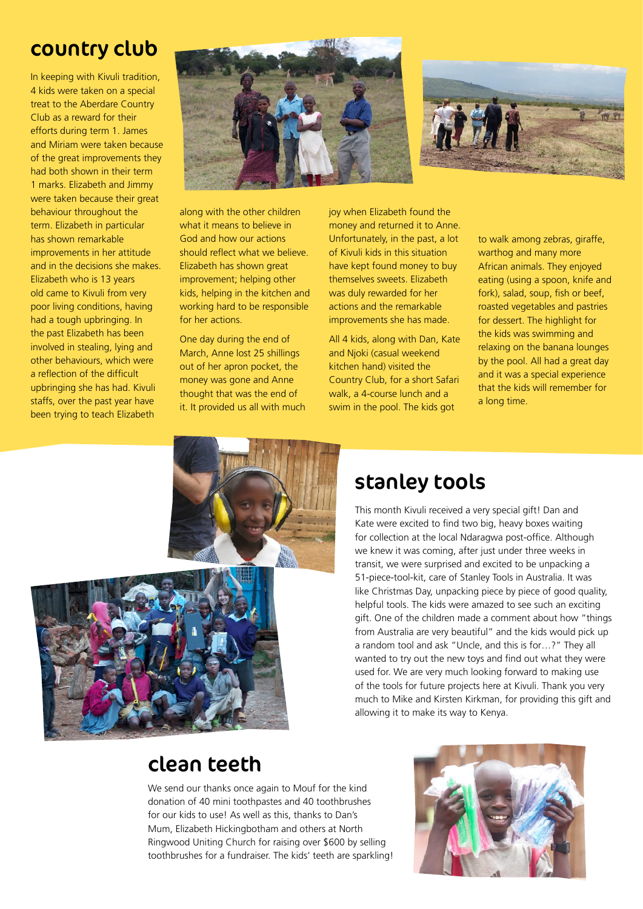## country club

In keeping with Kivuli tradition, 4 kids were taken on a special treat to the Aberdare Country Club as a reward for their efforts during term 1. James and Miriam were taken because of the great improvements they had both shown in their term 1 marks. Elizabeth and Jimmy were taken because their great behaviour throughout the term. Elizabeth in particular has shown remarkable improvements in her attitude and in the decisions she makes. Elizabeth who is 13 years old came to Kivuli from very poor living conditions, having had a tough upbringing. In the past Elizabeth has been involved in stealing, lying and other behaviours, which were a reflection of the difficult upbringing she has had. Kivuli staffs, over the past year have been trying to teach Elizabeth along with the other children what it means to believe in God and how our actions should reflect what we believe. Elizabeth has shown great improvement; helping other kids, helping in the kitchen and working hard to be responsible for her actions.

One day during the end of March, Anne lost 25 shillings out of her apron pocket, the money was gone and Anne thought that was the end of it. It provided us all with much joy when Elizabeth found the money and returned it to Anne. Unfortunately, in the past, a lot of Kivuli kids in this situation have kept found money to buy themselves sweets. Elizabeth was duly rewarded for her actions and the remarkable improvements she has made.

All 4 kids, along with Dan, Kate and Njoki (casual weekend kitchen hand) visited the Country Club, for a short Safari walk, a 4-course lunch and a swim in the pool. The kids got to walk among zebras, giraffe, warthog and many more African animals. They enjoyed eating (using a spoon, knife and fork), salad, soup, fish or beef, roasted vegetables and pastries for dessert. The highlight for the kids was swimming and relaxing on the banana lounges by the pool. All had a great day and it was a special experience that the kids will remember for a long time.

## stanley tools

This month Kivuli received a very special gift! Dan and Kate were excited to find two big, heavy boxes waiting for collection at the local Ndaragwa post-office. Although we knew it was coming, after just under three weeks in transit, we were surprised and excited to be unpacking a 51-piece-tool-kit, care of Stanley Tools in Australia. It was like Christmas Day, unpacking piece by piece of good quality, helpful tools. The kids were amazed to see such an exciting gift. One of the children made a comment about how "things from Australia are very beautiful" and the kids would pick up a random tool and ask "Uncle, and this is for…?" They all wanted to try out the new toys and find out what they were used for. We are very much looking forward to making use of the tools for future projects here at Kivuli. Thank you very much to Mike and Kirsten Kirkman, for providing this gift and allowing it to make its way to Kenya.

## clean teeth

We send our thanks once again to Mouf for the kind donation of 40 mini toothpastes and 40 toothbrushes for our kids to use! As well as this, thanks to Dan's Mum, Elizabeth Hickingbotham and others at North Ringwood Uniting Church for raising over $600 by selling toothbrushes for a fundraiser. The kids' teeth are sparkling!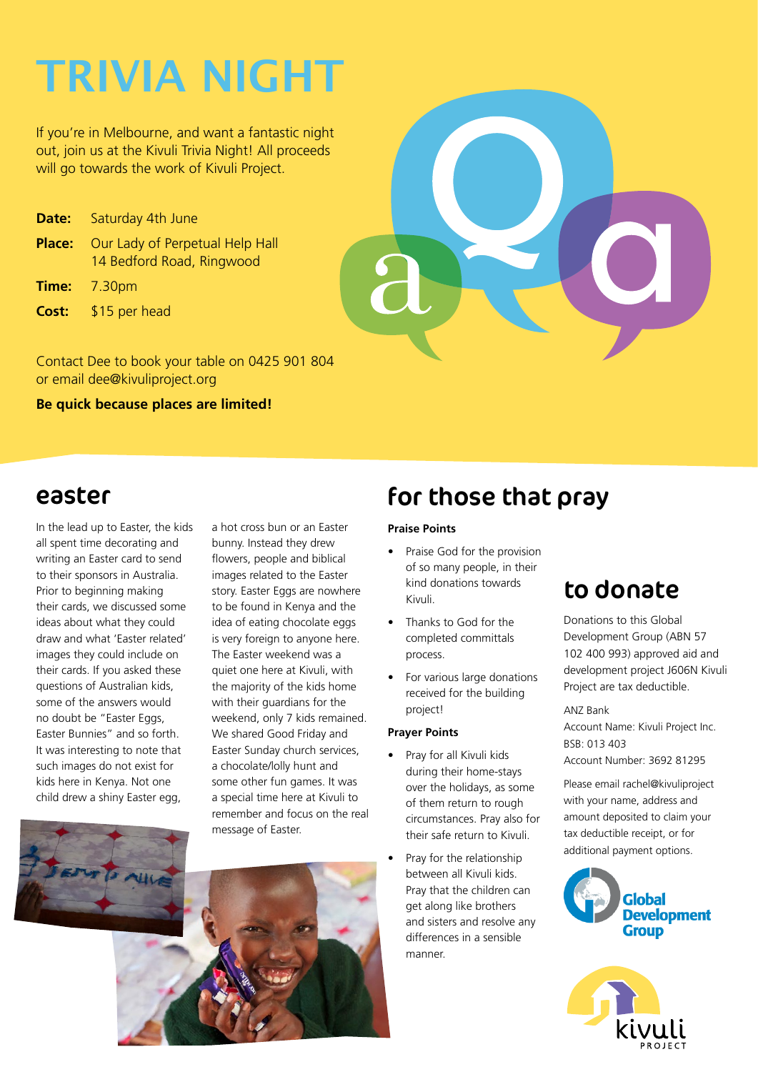# TRIVIA NIGHT

If you're in Melbourne, and want a fantastic night out, join us at the Kivuli Trivia Night! All proceeds will go towards the work of Kivuli Project.

**Date:** Saturday 4th June

**Place:** Our Lady of Perpetual Help Hall
14 Bedford Road, Ringwood

**Time:** 7.30pm

**Cost:** $15 per head

Contact Dee to book your table on 0425 901 804 or email dee@kivuliproject.org

**Be quick because places are limited!**

## easter

In the lead up to Easter, the kids all spent time decorating and writing an Easter card to send to their sponsors in Australia. Prior to beginning making their cards, we discussed some ideas about what they could draw and what 'Easter related' images they could include on their cards. If you asked these questions of Australian kids, some of the answers would no doubt be "Easter Eggs, Easter Bunnies" and so forth. It was interesting to note that such images do not exist for kids here in Kenya. Not one child drew a shiny Easter egg, a hot cross bun or an Easter bunny. Instead they drew flowers, people and biblical images related to the Easter story. Easter Eggs are nowhere to be found in Kenya and the idea of eating chocolate eggs is very foreign to anyone here. The Easter weekend was a quiet one here at Kivuli, with the majority of the kids home with their guardians for the weekend, only 7 kids remained. We shared Good Friday and Easter Sunday church services, a chocolate/lolly hunt and some other fun games. It was a special time here at Kivuli to remember and focus on the real message of Easter.

## for those that pray

**Praise Points**

- Praise God for the provision of so many people, in their kind donations towards Kivuli.
- Thanks to God for the completed committals process.
- For various large donations received for the building project!

**Prayer Points**

- Pray for all Kivuli kids during their home-stays over the holidays, as some of them return to rough circumstances. Pray also for their safe return to Kivuli.
- Pray for the relationship between all Kivuli kids. Pray that the children can get along like brothers and sisters and resolve any differences in a sensible manner.

## to donate

Donations to this Global Development Group (ABN 57 102 400 993) approved aid and development project J606N Kivuli Project are tax deductible.

ANZ Bank
Account Name: Kivuli Project Inc.
BSB: 013 403
Account Number: 3692 81295

Please email rachel@kivuliproject with your name, address and amount deposited to claim your tax deductible receipt, or for additional payment options.

Global Development Group

kivuli PROJECT